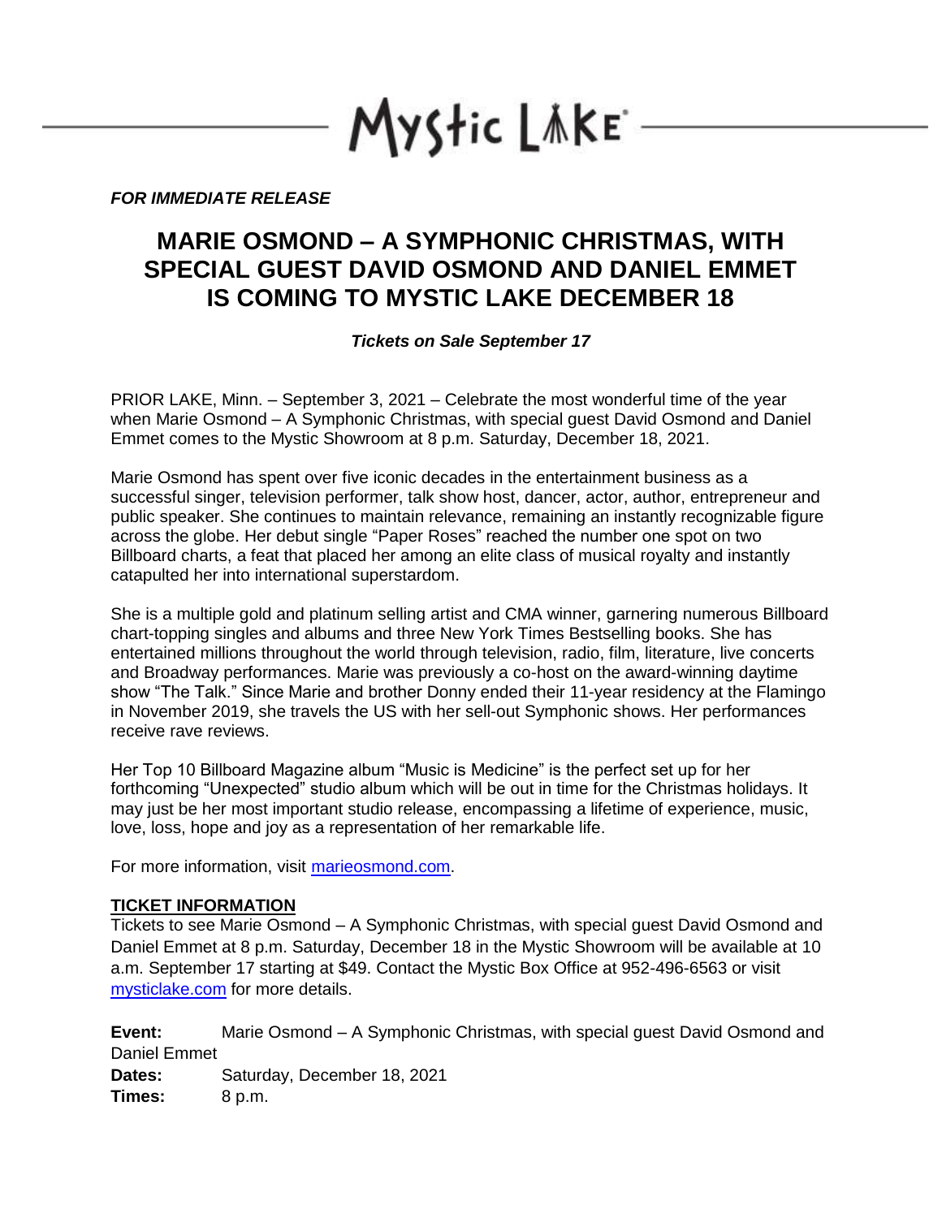Mystic Lake

***FOR IMMEDIATE RELEASE***

# MARIE OSMOND – A SYMPHONIC CHRISTMAS, WITH SPECIAL GUEST DAVID OSMOND AND DANIEL EMMET IS COMING TO MYSTIC LAKE DECEMBER 18

***Tickets on Sale September 17***

PRIOR LAKE, Minn. – September 3, 2021 – Celebrate the most wonderful time of the year when Marie Osmond – A Symphonic Christmas, with special guest David Osmond and Daniel Emmet comes to the Mystic Showroom at 8 p.m. Saturday, December 18, 2021.

Marie Osmond has spent over five iconic decades in the entertainment business as a successful singer, television performer, talk show host, dancer, actor, author, entrepreneur and public speaker. She continues to maintain relevance, remaining an instantly recognizable figure across the globe. Her debut single "Paper Roses" reached the number one spot on two Billboard charts, a feat that placed her among an elite class of musical royalty and instantly catapulted her into international superstardom.

She is a multiple gold and platinum selling artist and CMA winner, garnering numerous Billboard chart-topping singles and albums and three New York Times Bestselling books. She has entertained millions throughout the world through television, radio, film, literature, live concerts and Broadway performances. Marie was previously a co-host on the award-winning daytime show "The Talk." Since Marie and brother Donny ended their 11-year residency at the Flamingo in November 2019, she travels the US with her sell-out Symphonic shows. Her performances receive rave reviews.

Her Top 10 Billboard Magazine album "Music is Medicine" is the perfect set up for her forthcoming "Unexpected" studio album which will be out in time for the Christmas holidays. It may just be her most important studio release, encompassing a lifetime of experience, music, love, loss, hope and joy as a representation of her remarkable life.

For more information, visit [marieosmond.com](marieosmond.com).

**TICKET INFORMATION**

Tickets to see Marie Osmond – A Symphonic Christmas, with special guest David Osmond and Daniel Emmet at 8 p.m. Saturday, December 18 in the Mystic Showroom will be available at 10 a.m. September 17 starting at $49. Contact the Mystic Box Office at 952-496-6563 or visit [mysticlake.com](mysticlake.com) for more details.

**Event:** Marie Osmond – A Symphonic Christmas, with special guest David Osmond and Daniel Emmet
**Dates:** Saturday, December 18, 2021
**Times:** 8 p.m.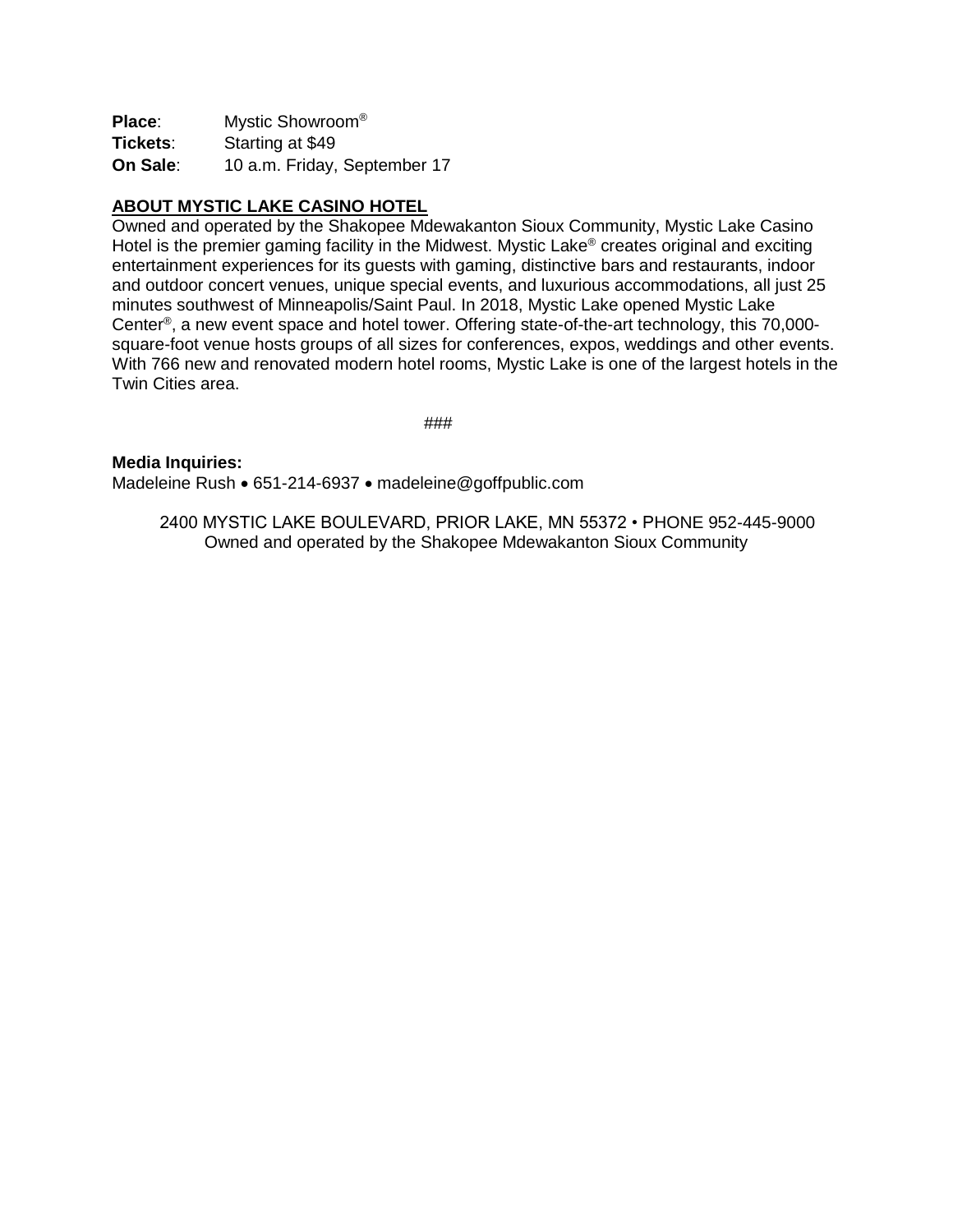**Place**: Mystic Showroom®
**Tickets**: Starting at $49
**On Sale**: 10 a.m. Friday, September 17

**ABOUT MYSTIC LAKE CASINO HOTEL**

Owned and operated by the Shakopee Mdewakanton Sioux Community, Mystic Lake Casino Hotel is the premier gaming facility in the Midwest. Mystic Lake® creates original and exciting entertainment experiences for its guests with gaming, distinctive bars and restaurants, indoor and outdoor concert venues, unique special events, and luxurious accommodations, all just 25 minutes southwest of Minneapolis/Saint Paul. In 2018, Mystic Lake opened Mystic Lake Center®, a new event space and hotel tower. Offering state-of-the-art technology, this 70,000-square-foot venue hosts groups of all sizes for conferences, expos, weddings and other events. With 766 new and renovated modern hotel rooms, Mystic Lake is one of the largest hotels in the Twin Cities area.

###

**Media Inquiries:**
Madeleine Rush • 651-214-6937 • madeleine@goffpublic.com

2400 MYSTIC LAKE BOULEVARD, PRIOR LAKE, MN 55372 • PHONE 952-445-9000
Owned and operated by the Shakopee Mdewakanton Sioux Community